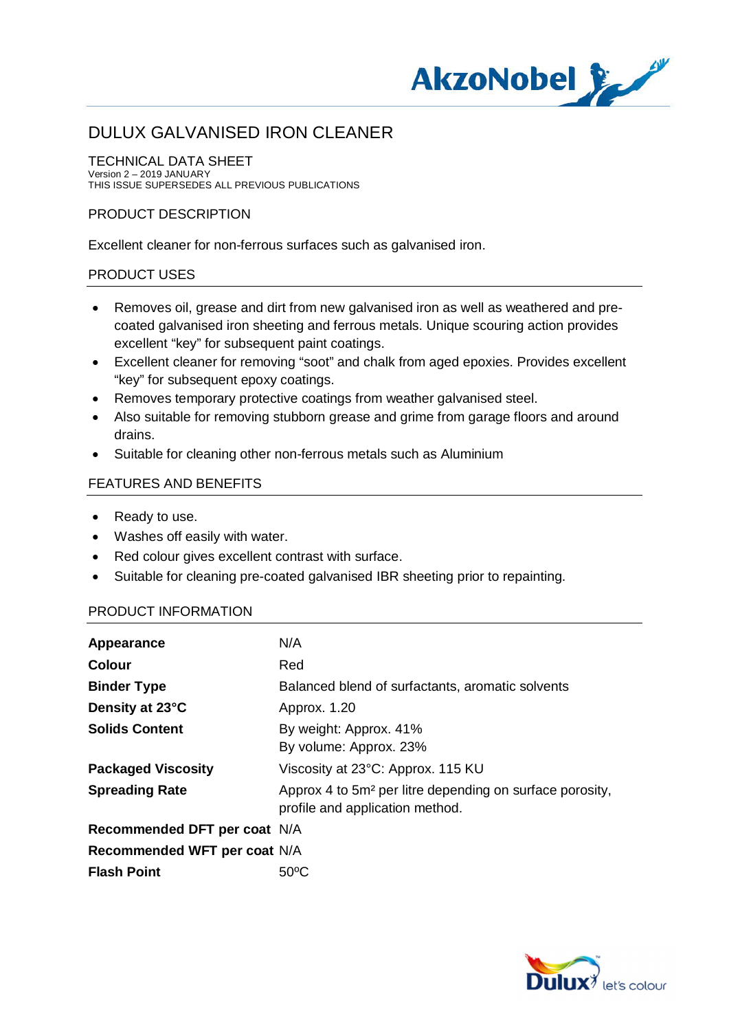# DULUX GALVANISED IRON CLEANER

TECHNICAL DATA SHEET
Version 2 – 2019 JANUARY
THIS ISSUE SUPERSEDES ALL PREVIOUS PUBLICATIONS

## PRODUCT DESCRIPTION

Excellent cleaner for non-ferrous surfaces such as galvanised iron.

## PRODUCT USES

- Removes oil, grease and dirt from new galvanised iron as well as weathered and pre-coated galvanised iron sheeting and ferrous metals. Unique scouring action provides excellent "key" for subsequent paint coatings.
- Excellent cleaner for removing "soot" and chalk from aged epoxies. Provides excellent "key" for subsequent epoxy coatings.
- Removes temporary protective coatings from weather galvanised steel.
- Also suitable for removing stubborn grease and grime from garage floors and around drains.
- Suitable for cleaning other non-ferrous metals such as Aluminium

## FEATURES AND BENEFITS

- Ready to use.
- Washes off easily with water.
- Red colour gives excellent contrast with surface.
- Suitable for cleaning pre-coated galvanised IBR sheeting prior to repainting.

## PRODUCT INFORMATION

| | |
|---|---|
| **Appearance** | N/A |
| **Colour** | Red |
| **Binder Type** | Balanced blend of surfactants, aromatic solvents |
| **Density at 23°C** | Approx. 1.20 |
| **Solids Content** | By weight: Approx. 41%<br>By volume: Approx. 23% |
| **Packaged Viscosity** | Viscosity at 23°C: Approx. 115 KU |
| **Spreading Rate** | Approx 4 to 5m² per litre depending on surface porosity, profile and application method. |
| **Recommended DFT per coat** | N/A |
| **Recommended WFT per coat** | N/A |
| **Flash Point** | 50ºC |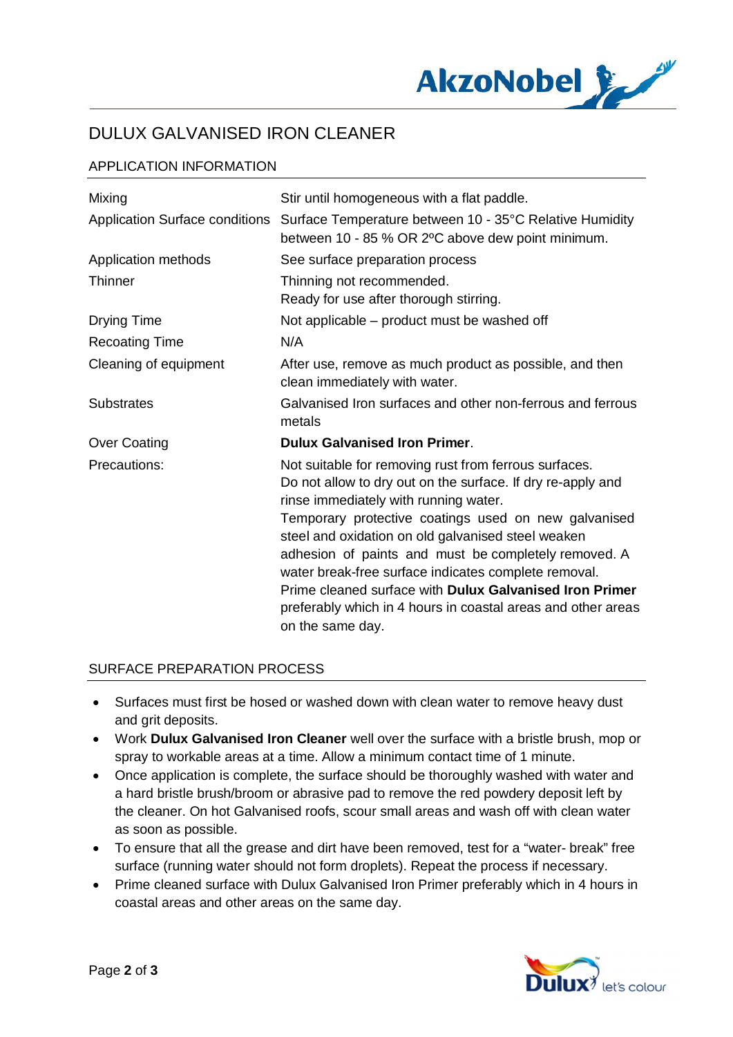# DULUX GALVANISED IRON CLEANER

## APPLICATION INFORMATION

| | |
|---|---|
| Mixing | Stir until homogeneous with a flat paddle. |
| Application Surface conditions | Surface Temperature between 10 - 35°C Relative Humidity between 10 - 85 % OR 2ºC above dew point minimum. |
| Application methods | See surface preparation process |
| Thinner | Thinning not recommended. Ready for use after thorough stirring. |
| Drying Time | Not applicable – product must be washed off |
| Recoating Time | N/A |
| Cleaning of equipment | After use, remove as much product as possible, and then clean immediately with water. |
| Substrates | Galvanised Iron surfaces and other non-ferrous and ferrous metals |
| Over Coating | **Dulux Galvanised Iron Primer**. |
| Precautions: | Not suitable for removing rust from ferrous surfaces. Do not allow to dry out on the surface. If dry re-apply and rinse immediately with running water. Temporary protective coatings used on new galvanised steel and oxidation on old galvanised steel weaken adhesion of paints and must be completely removed. A water break-free surface indicates complete removal. Prime cleaned surface with **Dulux Galvanised Iron Primer** preferably which in 4 hours in coastal areas and other areas on the same day. |

## SURFACE PREPARATION PROCESS

- Surfaces must first be hosed or washed down with clean water to remove heavy dust and grit deposits.
- Work **Dulux Galvanised Iron Cleaner** well over the surface with a bristle brush, mop or spray to workable areas at a time. Allow a minimum contact time of 1 minute.
- Once application is complete, the surface should be thoroughly washed with water and a hard bristle brush/broom or abrasive pad to remove the red powdery deposit left by the cleaner. On hot Galvanised roofs, scour small areas and wash off with clean water as soon as possible.
- To ensure that all the grease and dirt have been removed, test for a "water- break" free surface (running water should not form droplets). Repeat the process if necessary.
- Prime cleaned surface with Dulux Galvanised Iron Primer preferably which in 4 hours in coastal areas and other areas on the same day.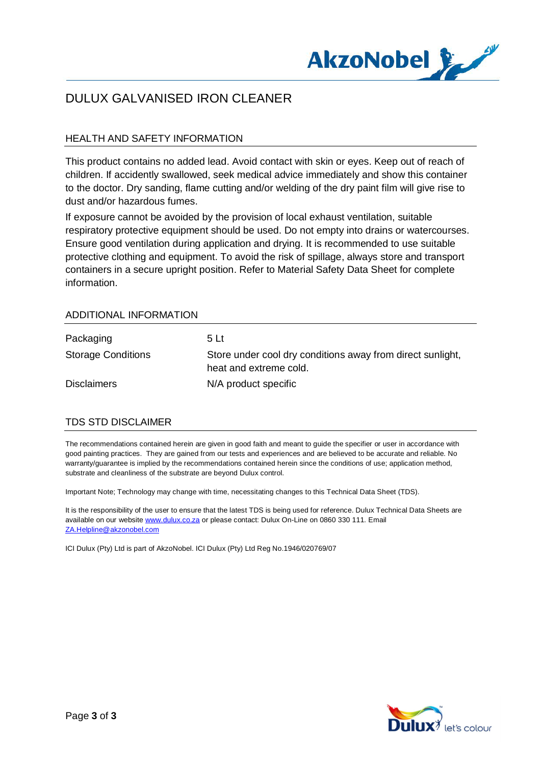# DULUX GALVANISED IRON CLEANER

## HEALTH AND SAFETY INFORMATION

This product contains no added lead. Avoid contact with skin or eyes. Keep out of reach of children. If accidently swallowed, seek medical advice immediately and show this container to the doctor. Dry sanding, flame cutting and/or welding of the dry paint film will give rise to dust and/or hazardous fumes.

If exposure cannot be avoided by the provision of local exhaust ventilation, suitable respiratory protective equipment should be used. Do not empty into drains or watercourses. Ensure good ventilation during application and drying. It is recommended to use suitable protective clothing and equipment. To avoid the risk of spillage, always store and transport containers in a secure upright position. Refer to Material Safety Data Sheet for complete information.

## ADDITIONAL INFORMATION

| | |
|---|---|
| Packaging | 5 Lt |
| Storage Conditions | Store under cool dry conditions away from direct sunlight, heat and extreme cold. |
| Disclaimers | N/A product specific |

## TDS STD DISCLAIMER

The recommendations contained herein are given in good faith and meant to guide the specifier or user in accordance with good painting practices. They are gained from our tests and experiences and are believed to be accurate and reliable. No warranty/guarantee is implied by the recommendations contained herein since the conditions of use; application method, substrate and cleanliness of the substrate are beyond Dulux control.

Important Note; Technology may change with time, necessitating changes to this Technical Data Sheet (TDS).

It is the responsibility of the user to ensure that the latest TDS is being used for reference. Dulux Technical Data Sheets are available on our website www.dulux.co.za or please contact: Dulux On-Line on 0860 330 111. Email ZA.Helpline@akzonobel.com

ICI Dulux (Pty) Ltd is part of AkzoNobel. ICI Dulux (Pty) Ltd Reg No.1946/020769/07